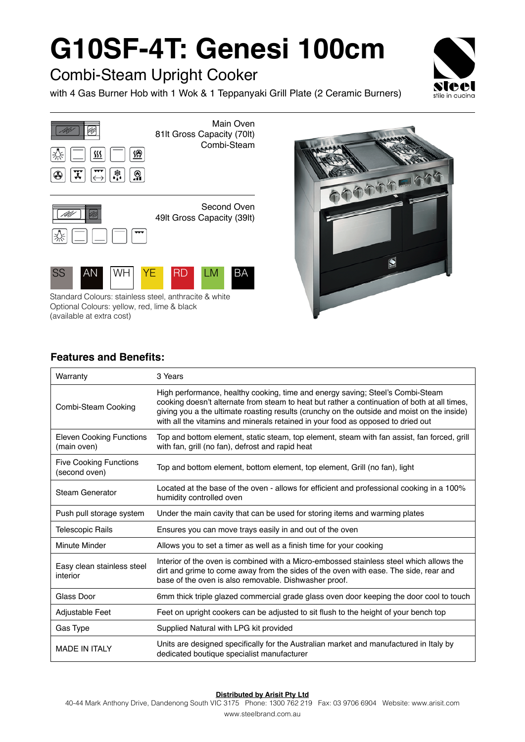# G10SF-4T: Genesi 100cm

## Combi-Steam Upright Cooker

with 4 Gas Burner Hob with 1 Wok & 1 Teppanyaki Grill Plate (2 Ceramic Burners)

Main Oven
81lt Gross Capacity (70lt)
Combi-Steam

Second Oven
49lt Gross Capacity (39lt)

SS AN WH YE RD LM BA

Standard Colours: stainless steel, anthracite & white
Optional Colours: yellow, red, lime & black
(available at extra cost)

### Features and Benefits:

| | |
|---|---|
| Warranty | 3 Years |
| Combi-Steam Cooking | High performance, healthy cooking, time and energy saving; Steel's Combi-Steam cooking doesn't alternate from steam to heat but rather a continuation of both at all times, giving you a the ultimate roasting results (crunchy on the outside and moist on the inside) with all the vitamins and minerals retained in your food as opposed to dried out |
| Eleven Cooking Functions (main oven) | Top and bottom element, static steam, top element, steam with fan assist, fan forced, grill with fan, grill (no fan), defrost and rapid heat |
| Five Cooking Functions (second oven) | Top and bottom element, bottom element, top element, Grill (no fan), light |
| Steam Generator | Located at the base of the oven - allows for efficient and professional cooking in a 100% humidity controlled oven |
| Push pull storage system | Under the main cavity that can be used for storing items and warming plates |
| Telescopic Rails | Ensures you can move trays easily in and out of the oven |
| Minute Minder | Allows you to set a timer as well as a finish time for your cooking |
| Easy clean stainless steel interior | Interior of the oven is combined with a Micro-embossed stainless steel which allows the dirt and grime to come away from the sides of the oven with ease. The side, rear and base of the oven is also removable. Dishwasher proof. |
| Glass Door | 6mm thick triple glazed commercial grade glass oven door keeping the door cool to touch |
| Adjustable Feet | Feet on upright cookers can be adjusted to sit flush to the height of your bench top |
| Gas Type | Supplied Natural with LPG kit provided |
| MADE IN ITALY | Units are designed specifically for the Australian market and manufactured in Italy by dedicated boutique specialist manufacturer |

**Distributed by Arisit Pty Ltd**
40-44 Mark Anthony Drive, Dandenong South VIC 3175 Phone: 1300 762 219 Fax: 03 9706 6904 Website: www.arisit.com
www.steelbrand.com.au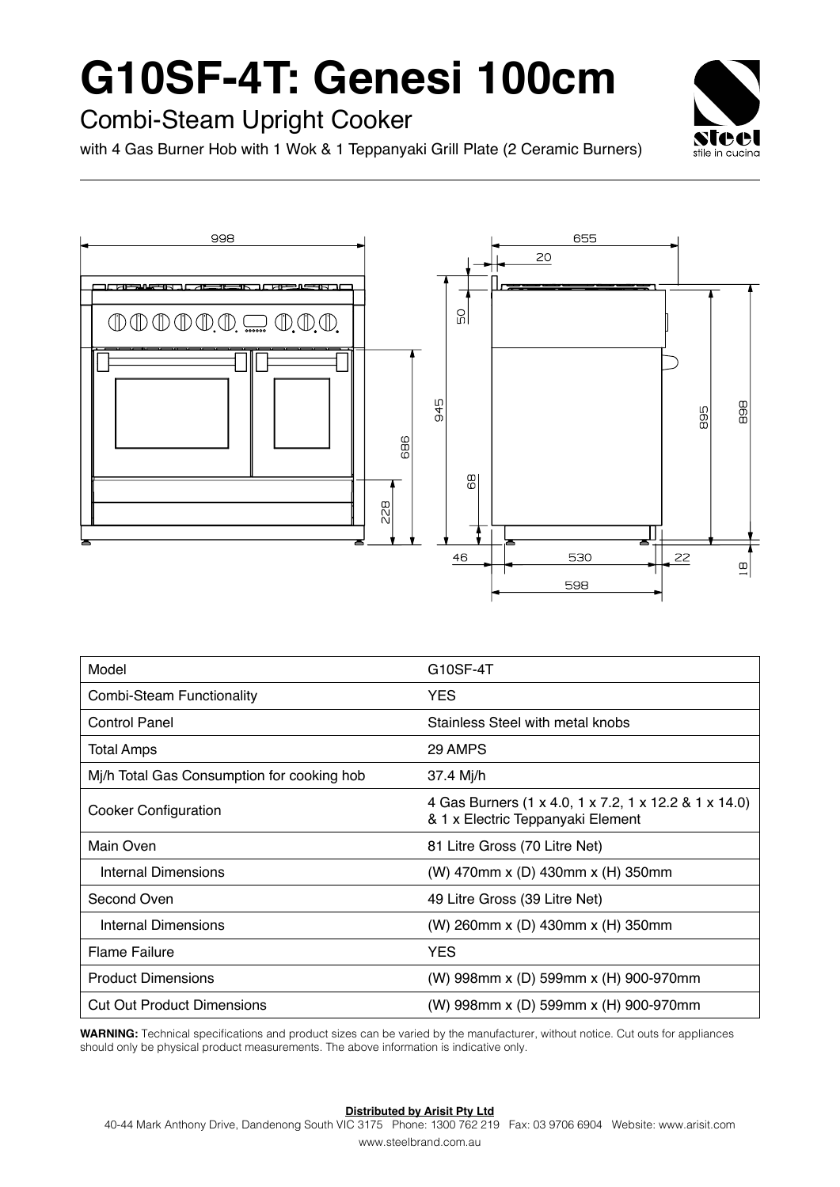# G10SF-4T: Genesi 100cm

## Combi-Steam Upright Cooker

with 4 Gas Burner Hob with 1 Wok & 1 Teppanyaki Grill Plate (2 Ceramic Burners)

998

686

228

655

20

50

945

68

46

530

22

598

895

898

18

| | |
|---|---|
| Model | G10SF-4T |
| Combi-Steam Functionality | YES |
| Control Panel | Stainless Steel with metal knobs |
| Total Amps | 29 AMPS |
| Mj/h Total Gas Consumption for cooking hob | 37.4 Mj/h |
| Cooker Configuration | 4 Gas Burners (1 x 4.0, 1 x 7.2, 1 x 12.2 & 1 x 14.0) & 1 x Electric Teppanyaki Element |
| Main Oven | 81 Litre Gross (70 Litre Net) |
| Internal Dimensions | (W) 470mm x (D) 430mm x (H) 350mm |
| Second Oven | 49 Litre Gross (39 Litre Net) |
| Internal Dimensions | (W) 260mm x (D) 430mm x (H) 350mm |
| Flame Failure | YES |
| Product Dimensions | (W) 998mm x (D) 599mm x (H) 900-970mm |
| Cut Out Product Dimensions | (W) 998mm x (D) 599mm x (H) 900-970mm |

**WARNING:** Technical specifications and product sizes can be varied by the manufacturer, without notice. Cut outs for appliances should only be physical product measurements. The above information is indicative only.

**Distributed by Arisit Pty Ltd**

40-44 Mark Anthony Drive, Dandenong South VIC 3175 Phone: 1300 762 219 Fax: 03 9706 6904 Website: www.arisit.com

www.steelbrand.com.au